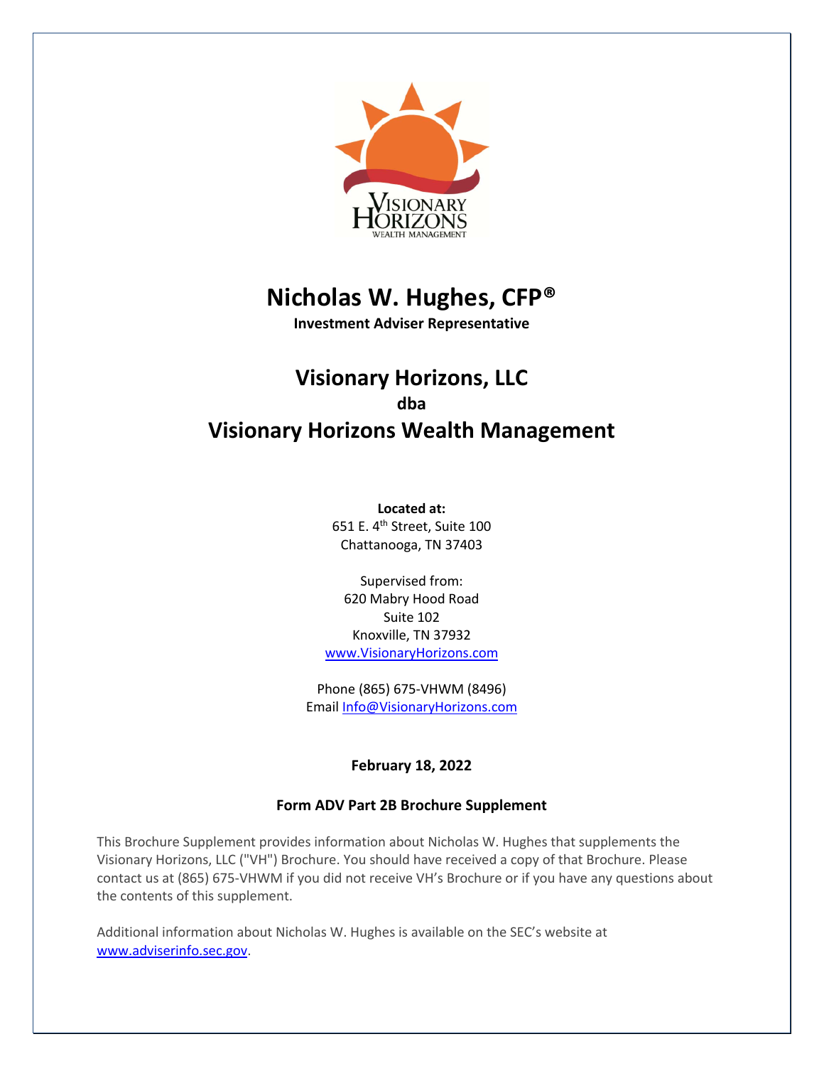# Nicholas W. Hughes, CFP®

**Investment Adviser Representative**

## Visionary Horizons, LLC

**dba**

## Visionary Horizons Wealth Management

**Located at:**
651 E. 4th Street, Suite 100
Chattanooga, TN 37403

Supervised from:
620 Mabry Hood Road
Suite 102
Knoxville, TN 37932
www.VisionaryHorizons.com

Phone (865) 675-VHWM (8496)
Email Info@VisionaryHorizons.com

**February 18, 2022**

**Form ADV Part 2B Brochure Supplement**

This Brochure Supplement provides information about Nicholas W. Hughes that supplements the Visionary Horizons, LLC ("VH") Brochure. You should have received a copy of that Brochure. Please contact us at (865) 675-VHWM if you did not receive VH's Brochure or if you have any questions about the contents of this supplement.

Additional information about Nicholas W. Hughes is available on the SEC's website at www.adviserinfo.sec.gov.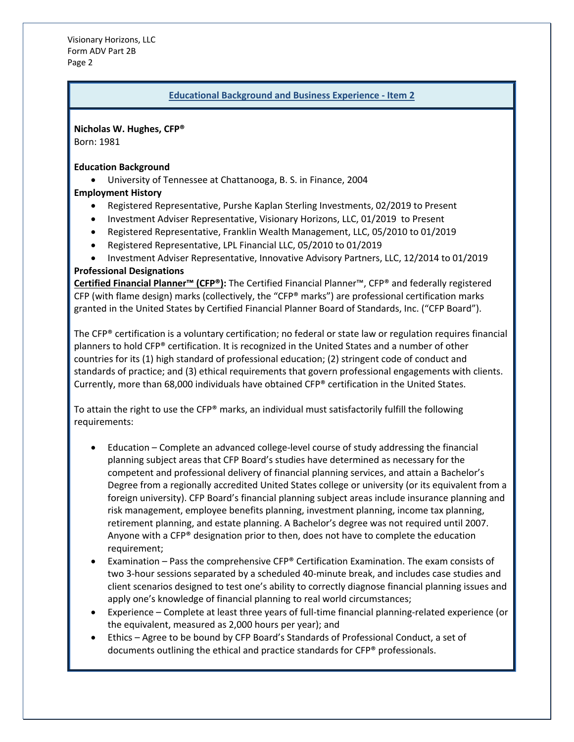## Educational Background and Business Experience - Item 2

**Nicholas W. Hughes, CFP®**
Born: 1981

**Education Background**

- University of Tennessee at Chattanooga, B. S. in Finance, 2004

**Employment History**

- Registered Representative, Purshe Kaplan Sterling Investments, 02/2019 to Present
- Investment Adviser Representative, Visionary Horizons, LLC, 01/2019 to Present
- Registered Representative, Franklin Wealth Management, LLC, 05/2010 to 01/2019
- Registered Representative, LPL Financial LLC, 05/2010 to 01/2019
- Investment Adviser Representative, Innovative Advisory Partners, LLC, 12/2014 to 01/2019

**Professional Designations**

**Certified Financial Planner™ (CFP®):** The Certified Financial Planner™, CFP® and federally registered CFP (with flame design) marks (collectively, the "CFP® marks") are professional certification marks granted in the United States by Certified Financial Planner Board of Standards, Inc. ("CFP Board").

The CFP® certification is a voluntary certification; no federal or state law or regulation requires financial planners to hold CFP® certification. It is recognized in the United States and a number of other countries for its (1) high standard of professional education; (2) stringent code of conduct and standards of practice; and (3) ethical requirements that govern professional engagements with clients. Currently, more than 68,000 individuals have obtained CFP® certification in the United States.

To attain the right to use the CFP® marks, an individual must satisfactorily fulfill the following requirements:

- Education – Complete an advanced college-level course of study addressing the financial planning subject areas that CFP Board's studies have determined as necessary for the competent and professional delivery of financial planning services, and attain a Bachelor's Degree from a regionally accredited United States college or university (or its equivalent from a foreign university). CFP Board's financial planning subject areas include insurance planning and risk management, employee benefits planning, investment planning, income tax planning, retirement planning, and estate planning. A Bachelor's degree was not required until 2007. Anyone with a CFP® designation prior to then, does not have to complete the education requirement;
- Examination – Pass the comprehensive CFP® Certification Examination. The exam consists of two 3-hour sessions separated by a scheduled 40-minute break, and includes case studies and client scenarios designed to test one's ability to correctly diagnose financial planning issues and apply one's knowledge of financial planning to real world circumstances;
- Experience – Complete at least three years of full-time financial planning-related experience (or the equivalent, measured as 2,000 hours per year); and
- Ethics – Agree to be bound by CFP Board's Standards of Professional Conduct, a set of documents outlining the ethical and practice standards for CFP® professionals.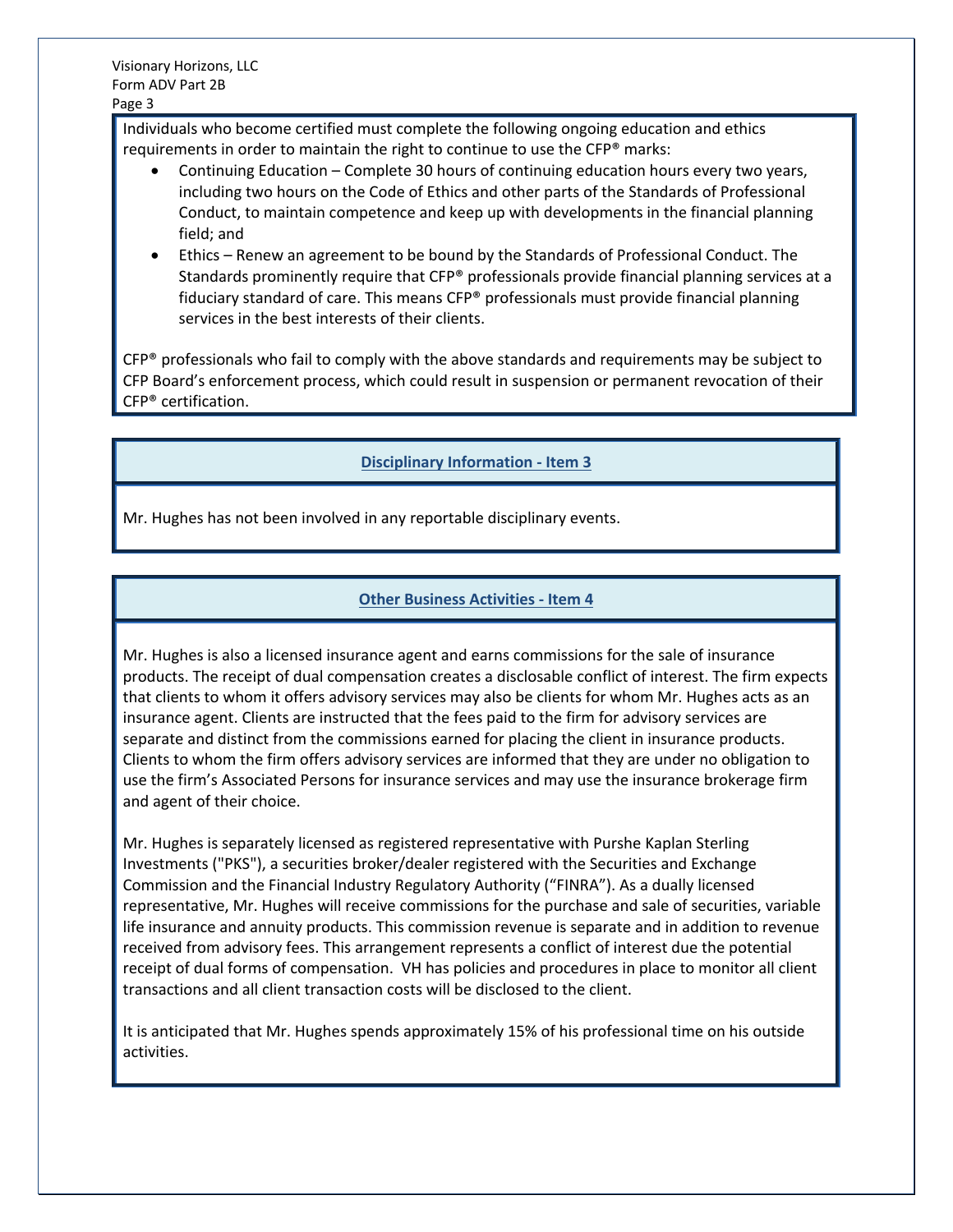Individuals who become certified must complete the following ongoing education and ethics requirements in order to maintain the right to continue to use the CFP® marks:

- Continuing Education – Complete 30 hours of continuing education hours every two years, including two hours on the Code of Ethics and other parts of the Standards of Professional Conduct, to maintain competence and keep up with developments in the financial planning field; and
- Ethics – Renew an agreement to be bound by the Standards of Professional Conduct. The Standards prominently require that CFP® professionals provide financial planning services at a fiduciary standard of care. This means CFP® professionals must provide financial planning services in the best interests of their clients.

CFP® professionals who fail to comply with the above standards and requirements may be subject to CFP Board's enforcement process, which could result in suspension or permanent revocation of their CFP® certification.

## Disciplinary Information - Item 3

Mr. Hughes has not been involved in any reportable disciplinary events.

## Other Business Activities - Item 4

Mr. Hughes is also a licensed insurance agent and earns commissions for the sale of insurance products. The receipt of dual compensation creates a disclosable conflict of interest. The firm expects that clients to whom it offers advisory services may also be clients for whom Mr. Hughes acts as an insurance agent. Clients are instructed that the fees paid to the firm for advisory services are separate and distinct from the commissions earned for placing the client in insurance products. Clients to whom the firm offers advisory services are informed that they are under no obligation to use the firm's Associated Persons for insurance services and may use the insurance brokerage firm and agent of their choice.

Mr. Hughes is separately licensed as registered representative with Purshe Kaplan Sterling Investments ("PKS"), a securities broker/dealer registered with the Securities and Exchange Commission and the Financial Industry Regulatory Authority ("FINRA"). As a dually licensed representative, Mr. Hughes will receive commissions for the purchase and sale of securities, variable life insurance and annuity products. This commission revenue is separate and in addition to revenue received from advisory fees. This arrangement represents a conflict of interest due the potential receipt of dual forms of compensation. VH has policies and procedures in place to monitor all client transactions and all client transaction costs will be disclosed to the client.

It is anticipated that Mr. Hughes spends approximately 15% of his professional time on his outside activities.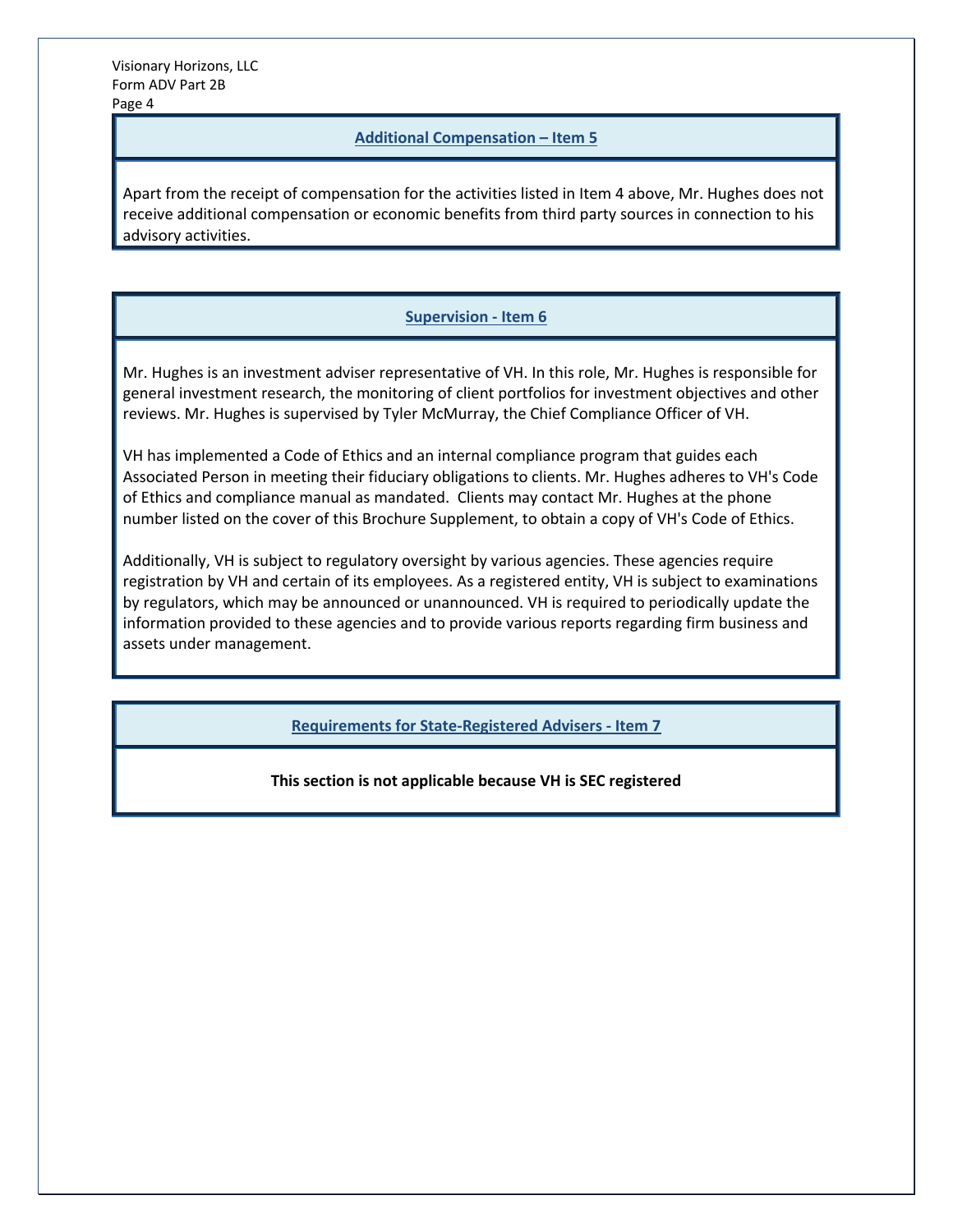## Additional Compensation – Item 5

Apart from the receipt of compensation for the activities listed in Item 4 above, Mr. Hughes does not receive additional compensation or economic benefits from third party sources in connection to his advisory activities.

## Supervision - Item 6

Mr. Hughes is an investment adviser representative of VH. In this role, Mr. Hughes is responsible for general investment research, the monitoring of client portfolios for investment objectives and other reviews. Mr. Hughes is supervised by Tyler McMurray, the Chief Compliance Officer of VH.

VH has implemented a Code of Ethics and an internal compliance program that guides each Associated Person in meeting their fiduciary obligations to clients. Mr. Hughes adheres to VH's Code of Ethics and compliance manual as mandated. Clients may contact Mr. Hughes at the phone number listed on the cover of this Brochure Supplement, to obtain a copy of VH's Code of Ethics.

Additionally, VH is subject to regulatory oversight by various agencies. These agencies require registration by VH and certain of its employees. As a registered entity, VH is subject to examinations by regulators, which may be announced or unannounced. VH is required to periodically update the information provided to these agencies and to provide various reports regarding firm business and assets under management.

## Requirements for State-Registered Advisers - Item 7

**This section is not applicable because VH is SEC registered**